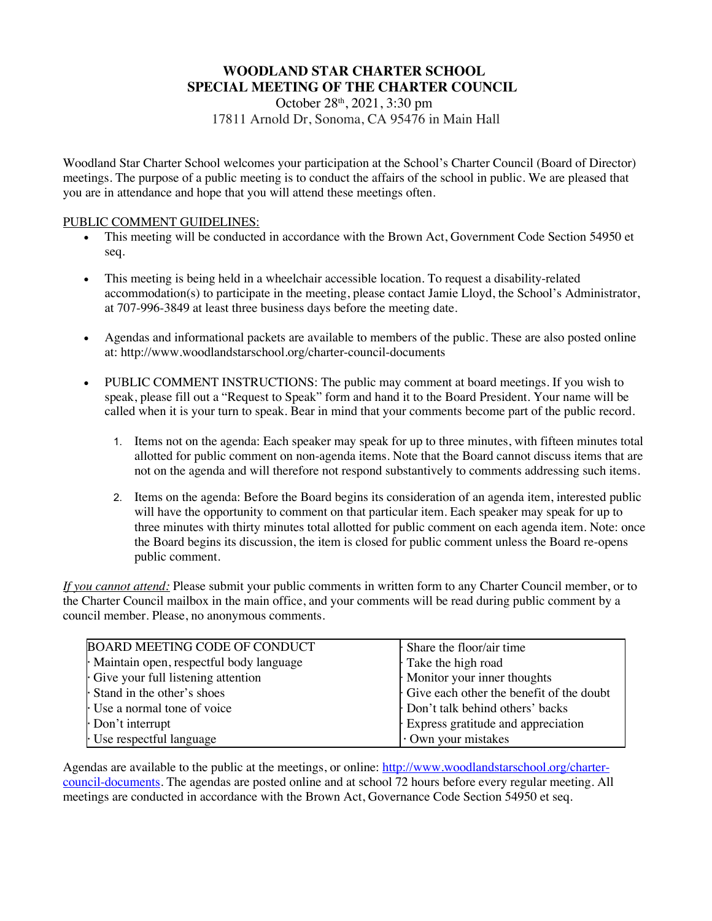# WOODLAND STAR CHARTER SCHOOL
## SPECIAL MEETING OF THE CHARTER COUNCIL

October 28th, 2021, 3:30 pm
17811 Arnold Dr, Sonoma, CA 95476 in Main Hall

Woodland Star Charter School welcomes your participation at the School's Charter Council (Board of Director) meetings. The purpose of a public meeting is to conduct the affairs of the school in public. We are pleased that you are in attendance and hope that you will attend these meetings often.

PUBLIC COMMENT GUIDELINES:

- This meeting will be conducted in accordance with the Brown Act, Government Code Section 54950 et seq.
- This meeting is being held in a wheelchair accessible location. To request a disability-related accommodation(s) to participate in the meeting, please contact Jamie Lloyd, the School's Administrator, at 707-996-3849 at least three business days before the meeting date.
- Agendas and informational packets are available to members of the public. These are also posted online at: http://www.woodlandstarschool.org/charter-council-documents
- PUBLIC COMMENT INSTRUCTIONS: The public may comment at board meetings. If you wish to speak, please fill out a "Request to Speak" form and hand it to the Board President. Your name will be called when it is your turn to speak. Bear in mind that your comments become part of the public record.
    1. Items not on the agenda: Each speaker may speak for up to three minutes, with fifteen minutes total allotted for public comment on non-agenda items. Note that the Board cannot discuss items that are not on the agenda and will therefore not respond substantively to comments addressing such items.
    2. Items on the agenda: Before the Board begins its consideration of an agenda item, interested public will have the opportunity to comment on that particular item. Each speaker may speak for up to three minutes with thirty minutes total allotted for public comment on each agenda item. Note: once the Board begins its discussion, the item is closed for public comment unless the Board re-opens public comment.

*If you cannot attend:* Please submit your public comments in written form to any Charter Council member, or to the Charter Council mailbox in the main office, and your comments will be read during public comment by a council member. Please, no anonymous comments.

| BOARD MEETING CODE OF CONDUCT | · Share the floor/air time |
|---|---|
| · Maintain open, respectful body language | · Take the high road |
| · Give your full listening attention | · Monitor your inner thoughts |
| · Stand in the other's shoes | · Give each other the benefit of the doubt |
| · Use a normal tone of voice | · Don't talk behind others' backs |
| · Don't interrupt | · Express gratitude and appreciation |
| · Use respectful language | · Own your mistakes |

Agendas are available to the public at the meetings, or online: [http://www.woodlandstarschool.org/charter-council-documents](http://www.woodlandstarschool.org/charter-council-documents). The agendas are posted online and at school 72 hours before every regular meeting. All meetings are conducted in accordance with the Brown Act, Governance Code Section 54950 et seq.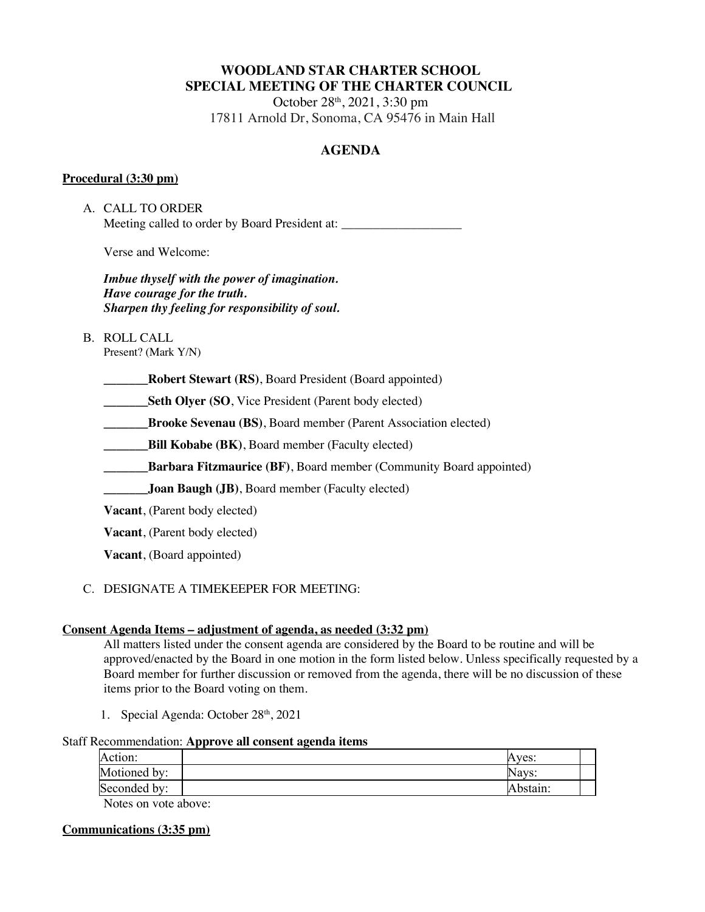# WOODLAND STAR CHARTER SCHOOL
# SPECIAL MEETING OF THE CHARTER COUNCIL

October 28th, 2021, 3:30 pm
17811 Arnold Dr, Sonoma, CA 95476 in Main Hall

## AGENDA

### Procedural (3:30 pm)

A. CALL TO ORDER
Meeting called to order by Board President at: ___________________

Verse and Welcome:

***Imbue thyself with the power of imagination.***
***Have courage for the truth.***
***Sharpen thy feeling for responsibility of soul.***

B. ROLL CALL
Present? (Mark Y/N)

_______**Robert Stewart (RS)**, Board President (Board appointed)

_______**Seth Olyer (SO**, Vice President (Parent body elected)

_______**Brooke Sevenau (BS)**, Board member (Parent Association elected)

_______**Bill Kobabe (BK)**, Board member (Faculty elected)

_______**Barbara Fitzmaurice (BF)**, Board member (Community Board appointed)

_______**Joan Baugh (JB)**, Board member (Faculty elected)

**Vacant**, (Parent body elected)

**Vacant**, (Parent body elected)

**Vacant**, (Board appointed)

C. DESIGNATE A TIMEKEEPER FOR MEETING:

### Consent Agenda Items – adjustment of agenda, as needed (3:32 pm)

All matters listed under the consent agenda are considered by the Board to be routine and will be approved/enacted by the Board in one motion in the form listed below. Unless specifically requested by a Board member for further discussion or removed from the agenda, there will be no discussion of these items prior to the Board voting on them.

1. Special Agenda: October 28th, 2021

Staff Recommendation: **Approve all consent agenda items**

| Action: | | Ayes: | |
|---|---|---|---|
| Motioned by: | | Nays: | |
| Seconded by: | | Abstain: | |

Notes on vote above:

### Communications (3:35 pm)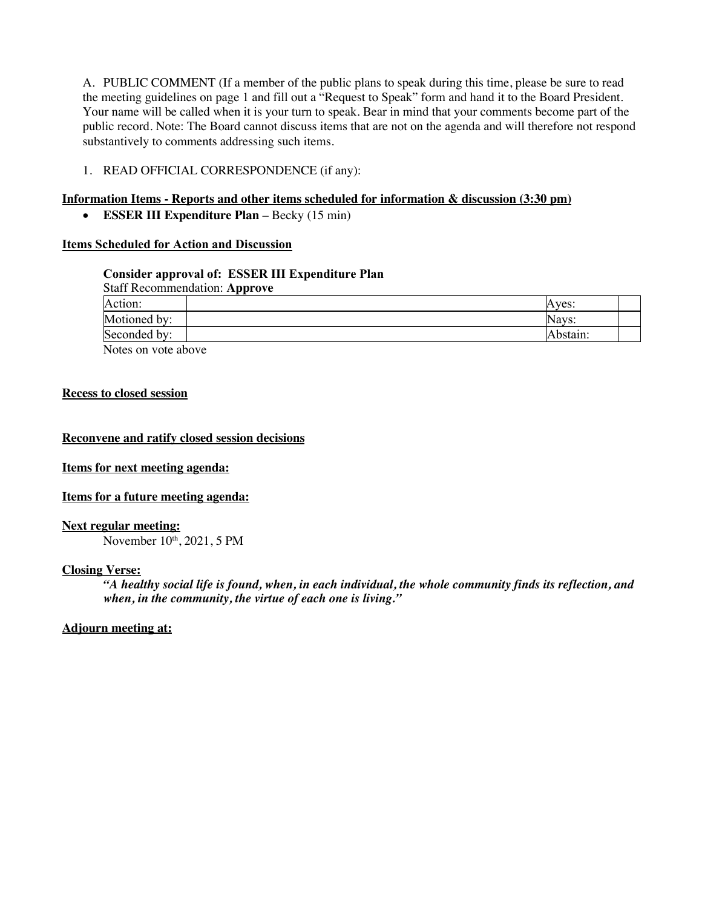A. PUBLIC COMMENT (If a member of the public plans to speak during this time, please be sure to read the meeting guidelines on page 1 and fill out a "Request to Speak" form and hand it to the Board President. Your name will be called when it is your turn to speak. Bear in mind that your comments become part of the public record. Note: The Board cannot discuss items that are not on the agenda and will therefore not respond substantively to comments addressing such items.

1. READ OFFICIAL CORRESPONDENCE (if any):

**Information Items - Reports and other items scheduled for information & discussion (3:30 pm)**

- **ESSER III Expenditure Plan** – Becky (15 min)

**Items Scheduled for Action and Discussion**

**Consider approval of: ESSER III Expenditure Plan**

Staff Recommendation: **Approve**

| | | | |
|---|---|---|---|
| Action: | | Ayes: | |
| Motioned by: | | Nays: | |
| Seconded by: | | Abstain: | |

Notes on vote above

**Recess to closed session**

**Reconvene and ratify closed session decisions**

**Items for next meeting agenda:**

**Items for a future meeting agenda:**

**Next regular meeting:**

November 10th, 2021, 5 PM

**Closing Verse:**

***"A healthy social life is found, when, in each individual, the whole community finds its reflection, and when, in the community, the virtue of each one is living."***

**Adjourn meeting at:**